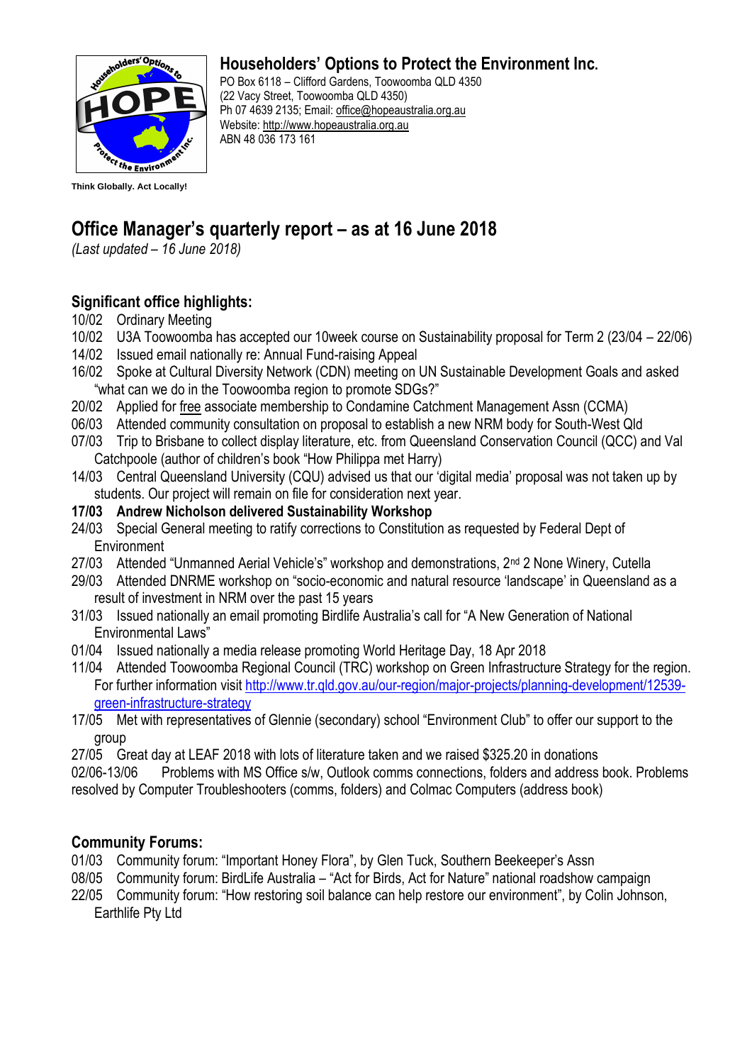## Householders' Options to Protect the Environment Inc.

PO Box 6118 – Clifford Gardens, Toowoomba QLD 4350
(22 Vacy Street, Toowoomba QLD 4350)
Ph 07 4639 2135; Email: office@hopeaustralia.org.au
Website: http://www.hopeaustralia.org.au
ABN 48 036 173 161

**Think Globally. Act Locally!**

# Office Manager's quarterly report – as at 16 June 2018

*(Last updated – 16 June 2018)*

## Significant office highlights:

10/02 Ordinary Meeting
10/02 U3A Toowoomba has accepted our 10week course on Sustainability proposal for Term 2 (23/04 – 22/06)
14/02 Issued email nationally re: Annual Fund-raising Appeal
16/02 Spoke at Cultural Diversity Network (CDN) meeting on UN Sustainable Development Goals and asked "what can we do in the Toowoomba region to promote SDGs?"
20/02 Applied for free associate membership to Condamine Catchment Management Assn (CCMA)
06/03 Attended community consultation on proposal to establish a new NRM body for South-West Qld
07/03 Trip to Brisbane to collect display literature, etc. from Queensland Conservation Council (QCC) and Val Catchpoole (author of children's book "How Philippa met Harry)
14/03 Central Queensland University (CQU) advised us that our 'digital media' proposal was not taken up by students. Our project will remain on file for consideration next year.
**17/03 Andrew Nicholson delivered Sustainability Workshop**
24/03 Special General meeting to ratify corrections to Constitution as requested by Federal Dept of Environment
27/03 Attended "Unmanned Aerial Vehicle's" workshop and demonstrations, 2nd 2 None Winery, Cutella
29/03 Attended DNRME workshop on "socio-economic and natural resource 'landscape' in Queensland as a result of investment in NRM over the past 15 years
31/03 Issued nationally an email promoting Birdlife Australia's call for "A New Generation of National Environmental Laws"
01/04 Issued nationally a media release promoting World Heritage Day, 18 Apr 2018
11/04 Attended Toowoomba Regional Council (TRC) workshop on Green Infrastructure Strategy for the region. For further information visit http://www.tr.qld.gov.au/our-region/major-projects/planning-development/12539-green-infrastructure-strategy
17/05 Met with representatives of Glennie (secondary) school "Environment Club" to offer our support to the group
27/05 Great day at LEAF 2018 with lots of literature taken and we raised $325.20 in donations
02/06-13/06 Problems with MS Office s/w, Outlook comms connections, folders and address book. Problems resolved by Computer Troubleshooters (comms, folders) and Colmac Computers (address book)

## Community Forums:

01/03 Community forum: "Important Honey Flora", by Glen Tuck, Southern Beekeeper's Assn
08/05 Community forum: BirdLife Australia – "Act for Birds, Act for Nature" national roadshow campaign
22/05 Community forum: "How restoring soil balance can help restore our environment", by Colin Johnson, Earthlife Pty Ltd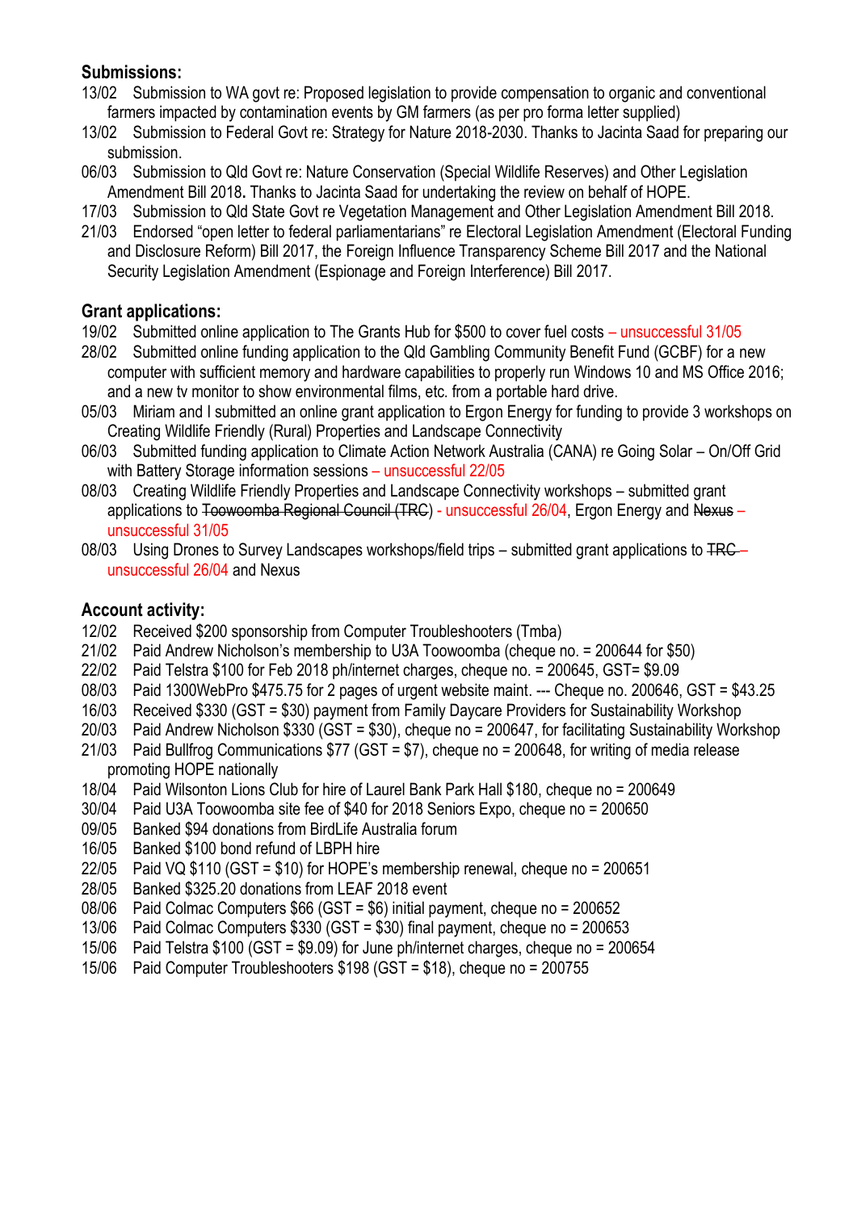**Submissions:**

13/02 Submission to WA govt re: Proposed legislation to provide compensation to organic and conventional farmers impacted by contamination events by GM farmers (as per pro forma letter supplied)

13/02 Submission to Federal Govt re: Strategy for Nature 2018-2030. Thanks to Jacinta Saad for preparing our submission.

06/03 Submission to Qld Govt re: Nature Conservation (Special Wildlife Reserves) and Other Legislation Amendment Bill 2018**.** Thanks to Jacinta Saad for undertaking the review on behalf of HOPE.

17/03 Submission to Qld State Govt re Vegetation Management and Other Legislation Amendment Bill 2018.

21/03 Endorsed "open letter to federal parliamentarians" re Electoral Legislation Amendment (Electoral Funding and Disclosure Reform) Bill 2017, the Foreign Influence Transparency Scheme Bill 2017 and the National Security Legislation Amendment (Espionage and Foreign Interference) Bill 2017.

**Grant applications:**

19/02 Submitted online application to The Grants Hub for $500 to cover fuel costs – unsuccessful 31/05

28/02 Submitted online funding application to the Qld Gambling Community Benefit Fund (GCBF) for a new computer with sufficient memory and hardware capabilities to properly run Windows 10 and MS Office 2016; and a new tv monitor to show environmental films, etc. from a portable hard drive.

05/03 Miriam and I submitted an online grant application to Ergon Energy for funding to provide 3 workshops on Creating Wildlife Friendly (Rural) Properties and Landscape Connectivity

06/03 Submitted funding application to Climate Action Network Australia (CANA) re Going Solar – On/Off Grid with Battery Storage information sessions – unsuccessful 22/05

08/03 Creating Wildlife Friendly Properties and Landscape Connectivity workshops – submitted grant applications to ~~Toowoomba Regional Council (TRC)~~ - unsuccessful 26/04, Ergon Energy and ~~Nexus~~ – unsuccessful 31/05

08/03 Using Drones to Survey Landscapes workshops/field trips – submitted grant applications to ~~TRC~~ – unsuccessful 26/04 and Nexus

**Account activity:**

12/02 Received $200 sponsorship from Computer Troubleshooters (Tmba)

21/02 Paid Andrew Nicholson's membership to U3A Toowoomba (cheque no. = 200644 for $50)

22/02 Paid Telstra $100 for Feb 2018 ph/internet charges, cheque no. = 200645, GST= $9.09

08/03 Paid 1300WebPro $475.75 for 2 pages of urgent website maint. --- Cheque no. 200646, GST = $43.25

16/03 Received $330 (GST = $30) payment from Family Daycare Providers for Sustainability Workshop

20/03 Paid Andrew Nicholson $330 (GST = $30), cheque no = 200647, for facilitating Sustainability Workshop

21/03 Paid Bullfrog Communications $77 (GST = $7), cheque no = 200648, for writing of media release promoting HOPE nationally

18/04 Paid Wilsonton Lions Club for hire of Laurel Bank Park Hall $180, cheque no = 200649

30/04 Paid U3A Toowoomba site fee of $40 for 2018 Seniors Expo, cheque no = 200650

09/05 Banked $94 donations from BirdLife Australia forum

16/05 Banked $100 bond refund of LBPH hire

22/05 Paid VQ $110 (GST = $10) for HOPE's membership renewal, cheque no = 200651

28/05 Banked $325.20 donations from LEAF 2018 event

08/06 Paid Colmac Computers $66 (GST = $6) initial payment, cheque no = 200652

13/06 Paid Colmac Computers $330 (GST = $30) final payment, cheque no = 200653

15/06 Paid Telstra $100 (GST = $9.09) for June ph/internet charges, cheque no = 200654

15/06 Paid Computer Troubleshooters $198 (GST = $18), cheque no = 200755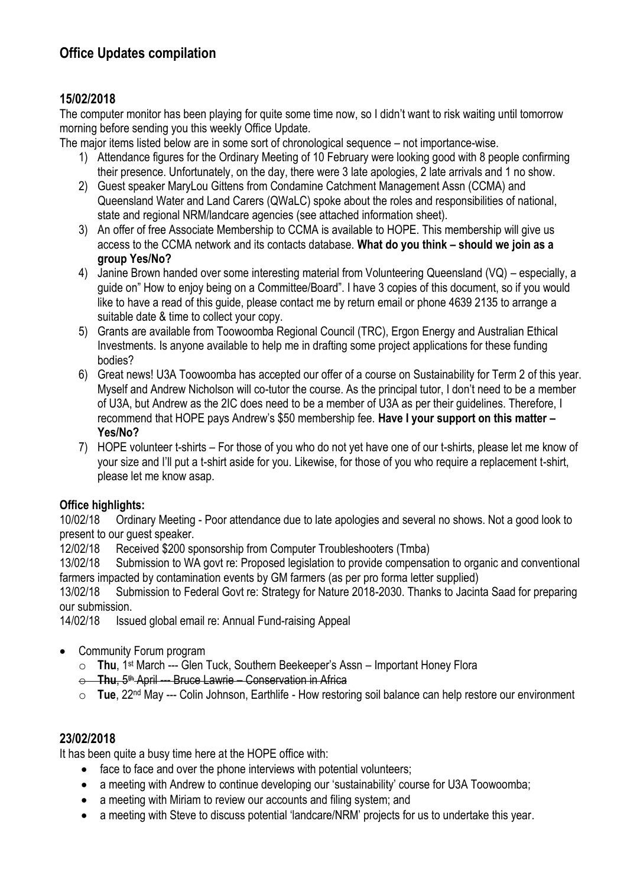# Office Updates compilation

## 15/02/2018

The computer monitor has been playing for quite some time now, so I didn't want to risk waiting until tomorrow morning before sending you this weekly Office Update.

The major items listed below are in some sort of chronological sequence – not importance-wise.

1) Attendance figures for the Ordinary Meeting of 10 February were looking good with 8 people confirming their presence. Unfortunately, on the day, there were 3 late apologies, 2 late arrivals and 1 no show.
2) Guest speaker MaryLou Gittens from Condamine Catchment Management Assn (CCMA) and Queensland Water and Land Carers (QWaLC) spoke about the roles and responsibilities of national, state and regional NRM/landcare agencies (see attached information sheet).
3) An offer of free Associate Membership to CCMA is available to HOPE. This membership will give us access to the CCMA network and its contacts database. **What do you think – should we join as a group Yes/No?**
4) Janine Brown handed over some interesting material from Volunteering Queensland (VQ) – especially, a guide on" How to enjoy being on a Committee/Board". I have 3 copies of this document, so if you would like to have a read of this guide, please contact me by return email or phone 4639 2135 to arrange a suitable date & time to collect your copy.
5) Grants are available from Toowoomba Regional Council (TRC), Ergon Energy and Australian Ethical Investments. Is anyone available to help me in drafting some project applications for these funding bodies?
6) Great news! U3A Toowoomba has accepted our offer of a course on Sustainability for Term 2 of this year. Myself and Andrew Nicholson will co-tutor the course. As the principal tutor, I don't need to be a member of U3A, but Andrew as the 2IC does need to be a member of U3A as per their guidelines. Therefore, I recommend that HOPE pays Andrew's $50 membership fee. **Have I your support on this matter – Yes/No?**
7) HOPE volunteer t-shirts – For those of you who do not yet have one of our t-shirts, please let me know of your size and I'll put a t-shirt aside for you. Likewise, for those of you who require a replacement t-shirt, please let me know asap.

**Office highlights:**

10/02/18 Ordinary Meeting - Poor attendance due to late apologies and several no shows. Not a good look to present to our guest speaker.

12/02/18 Received $200 sponsorship from Computer Troubleshooters (Tmba)

13/02/18 Submission to WA govt re: Proposed legislation to provide compensation to organic and conventional farmers impacted by contamination events by GM farmers (as per pro forma letter supplied)

13/02/18 Submission to Federal Govt re: Strategy for Nature 2018-2030. Thanks to Jacinta Saad for preparing our submission.

14/02/18 Issued global email re: Annual Fund-raising Appeal

- Community Forum program
  - **Thu**, 1st March --- Glen Tuck, Southern Beekeeper's Assn – Important Honey Flora
  - ~~**Thu**, 5th April --- Bruce Lawrie – Conservation in Africa~~
  - **Tue**, 22nd May --- Colin Johnson, Earthlife - How restoring soil balance can help restore our environment

## 23/02/2018

It has been quite a busy time here at the HOPE office with:

- face to face and over the phone interviews with potential volunteers;
- a meeting with Andrew to continue developing our 'sustainability' course for U3A Toowoomba;
- a meeting with Miriam to review our accounts and filing system; and
- a meeting with Steve to discuss potential 'landcare/NRM' projects for us to undertake this year.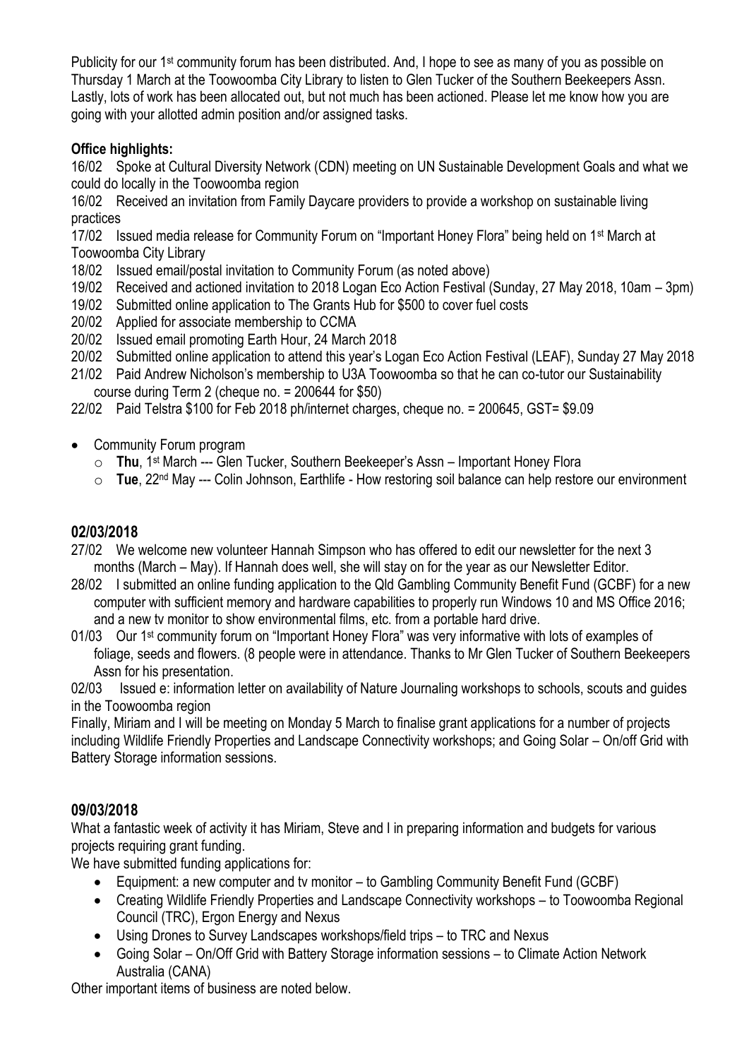Publicity for our 1st community forum has been distributed. And, I hope to see as many of you as possible on Thursday 1 March at the Toowoomba City Library to listen to Glen Tucker of the Southern Beekeepers Assn. Lastly, lots of work has been allocated out, but not much has been actioned. Please let me know how you are going with your allotted admin position and/or assigned tasks.

**Office highlights:**

16/02 Spoke at Cultural Diversity Network (CDN) meeting on UN Sustainable Development Goals and what we could do locally in the Toowoomba region

16/02 Received an invitation from Family Daycare providers to provide a workshop on sustainable living practices

17/02 Issued media release for Community Forum on "Important Honey Flora" being held on 1st March at Toowoomba City Library

18/02 Issued email/postal invitation to Community Forum (as noted above)

19/02 Received and actioned invitation to 2018 Logan Eco Action Festival (Sunday, 27 May 2018, 10am – 3pm)

19/02 Submitted online application to The Grants Hub for $500 to cover fuel costs

20/02 Applied for associate membership to CCMA

20/02 Issued email promoting Earth Hour, 24 March 2018

20/02 Submitted online application to attend this year's Logan Eco Action Festival (LEAF), Sunday 27 May 2018

21/02 Paid Andrew Nicholson's membership to U3A Toowoomba so that he can co-tutor our Sustainability course during Term 2 (cheque no. = 200644 for $50)

22/02 Paid Telstra $100 for Feb 2018 ph/internet charges, cheque no. = 200645, GST= $9.09

- Community Forum program
  - **Thu**, 1st March --- Glen Tucker, Southern Beekeeper's Assn – Important Honey Flora
  - **Tue**, 22nd May --- Colin Johnson, Earthlife - How restoring soil balance can help restore our environment

## 02/03/2018

27/02 We welcome new volunteer Hannah Simpson who has offered to edit our newsletter for the next 3 months (March – May). If Hannah does well, she will stay on for the year as our Newsletter Editor.

28/02 I submitted an online funding application to the Qld Gambling Community Benefit Fund (GCBF) for a new computer with sufficient memory and hardware capabilities to properly run Windows 10 and MS Office 2016; and a new tv monitor to show environmental films, etc. from a portable hard drive.

01/03 Our 1st community forum on "Important Honey Flora" was very informative with lots of examples of foliage, seeds and flowers. (8 people were in attendance. Thanks to Mr Glen Tucker of Southern Beekeepers Assn for his presentation.

02/03 Issued e: information letter on availability of Nature Journaling workshops to schools, scouts and guides in the Toowoomba region

Finally, Miriam and I will be meeting on Monday 5 March to finalise grant applications for a number of projects including Wildlife Friendly Properties and Landscape Connectivity workshops; and Going Solar – On/off Grid with Battery Storage information sessions.

## 09/03/2018

What a fantastic week of activity it has Miriam, Steve and I in preparing information and budgets for various projects requiring grant funding.

We have submitted funding applications for:

- Equipment: a new computer and tv monitor – to Gambling Community Benefit Fund (GCBF)
- Creating Wildlife Friendly Properties and Landscape Connectivity workshops – to Toowoomba Regional Council (TRC), Ergon Energy and Nexus
- Using Drones to Survey Landscapes workshops/field trips – to TRC and Nexus
- Going Solar – On/Off Grid with Battery Storage information sessions – to Climate Action Network Australia (CANA)

Other important items of business are noted below.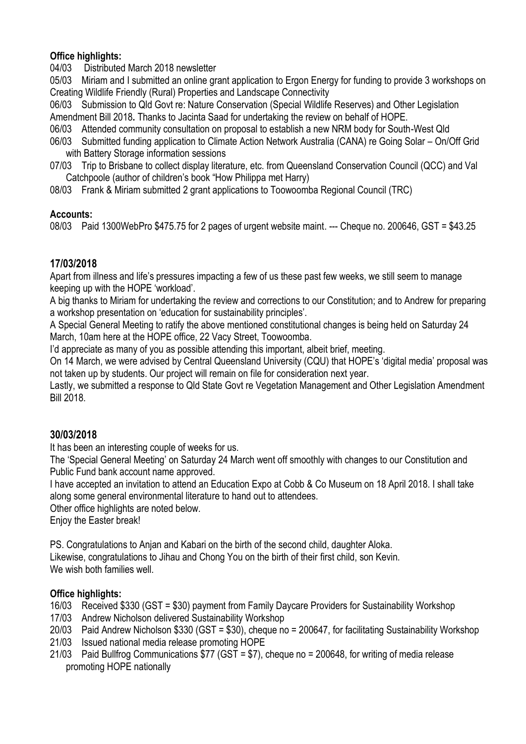**Office highlights:**

04/03 Distributed March 2018 newsletter

05/03 Miriam and I submitted an online grant application to Ergon Energy for funding to provide 3 workshops on Creating Wildlife Friendly (Rural) Properties and Landscape Connectivity

06/03 Submission to Qld Govt re: Nature Conservation (Special Wildlife Reserves) and Other Legislation Amendment Bill 2018**.** Thanks to Jacinta Saad for undertaking the review on behalf of HOPE.

06/03 Attended community consultation on proposal to establish a new NRM body for South-West Qld

06/03 Submitted funding application to Climate Action Network Australia (CANA) re Going Solar – On/Off Grid with Battery Storage information sessions

07/03 Trip to Brisbane to collect display literature, etc. from Queensland Conservation Council (QCC) and Val Catchpoole (author of children's book "How Philippa met Harry)

08/03 Frank & Miriam submitted 2 grant applications to Toowoomba Regional Council (TRC)

**Accounts:**

08/03 Paid 1300WebPro $475.75 for 2 pages of urgent website maint. --- Cheque no. 200646, GST = $43.25

## 17/03/2018

Apart from illness and life's pressures impacting a few of us these past few weeks, we still seem to manage keeping up with the HOPE 'workload'.

A big thanks to Miriam for undertaking the review and corrections to our Constitution; and to Andrew for preparing a workshop presentation on 'education for sustainability principles'.

A Special General Meeting to ratify the above mentioned constitutional changes is being held on Saturday 24 March, 10am here at the HOPE office, 22 Vacy Street, Toowoomba.

I'd appreciate as many of you as possible attending this important, albeit brief, meeting.

On 14 March, we were advised by Central Queensland University (CQU) that HOPE's 'digital media' proposal was not taken up by students. Our project will remain on file for consideration next year.

Lastly, we submitted a response to Qld State Govt re Vegetation Management and Other Legislation Amendment Bill 2018.

## 30/03/2018

It has been an interesting couple of weeks for us.

The 'Special General Meeting' on Saturday 24 March went off smoothly with changes to our Constitution and Public Fund bank account name approved.

I have accepted an invitation to attend an Education Expo at Cobb & Co Museum on 18 April 2018. I shall take along some general environmental literature to hand out to attendees.

Other office highlights are noted below.

Enjoy the Easter break!

PS. Congratulations to Anjan and Kabari on the birth of the second child, daughter Aloka.

Likewise, congratulations to Jihau and Chong You on the birth of their first child, son Kevin.

We wish both families well.

**Office highlights:**

16/03 Received $330 (GST = $30) payment from Family Daycare Providers for Sustainability Workshop

17/03 Andrew Nicholson delivered Sustainability Workshop

20/03 Paid Andrew Nicholson $330 (GST = $30), cheque no = 200647, for facilitating Sustainability Workshop

21/03 Issued national media release promoting HOPE

21/03 Paid Bullfrog Communications $77 (GST = $7), cheque no = 200648, for writing of media release promoting HOPE nationally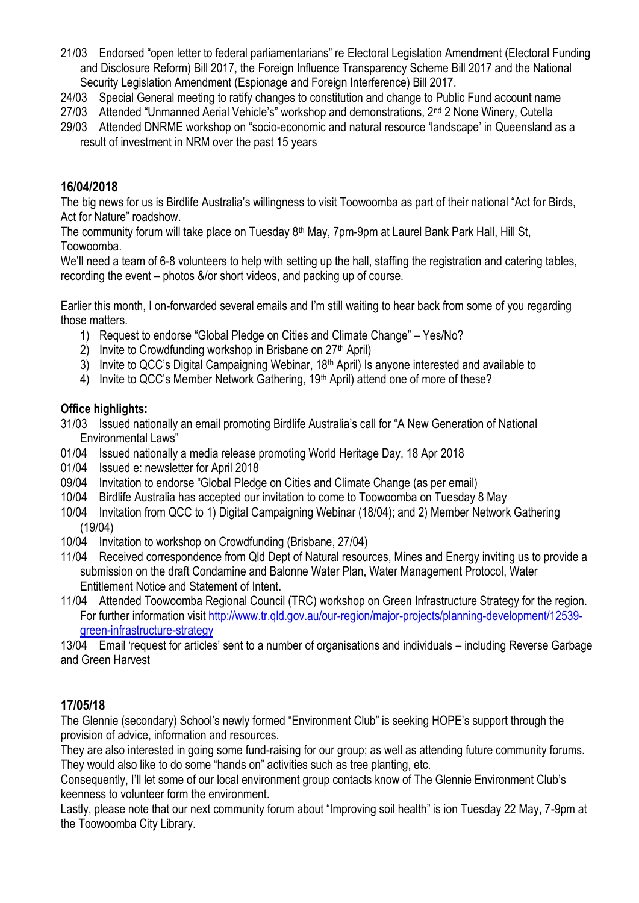21/03 Endorsed "open letter to federal parliamentarians" re Electoral Legislation Amendment (Electoral Funding and Disclosure Reform) Bill 2017, the Foreign Influence Transparency Scheme Bill 2017 and the National Security Legislation Amendment (Espionage and Foreign Interference) Bill 2017.
24/03 Special General meeting to ratify changes to constitution and change to Public Fund account name
27/03 Attended "Unmanned Aerial Vehicle's" workshop and demonstrations, 2nd 2 None Winery, Cutella
29/03 Attended DNRME workshop on "socio-economic and natural resource 'landscape' in Queensland as a result of investment in NRM over the past 15 years

## 16/04/2018

The big news for us is Birdlife Australia's willingness to visit Toowoomba as part of their national "Act for Birds, Act for Nature" roadshow.
The community forum will take place on Tuesday 8th May, 7pm-9pm at Laurel Bank Park Hall, Hill St, Toowoomba.
We'll need a team of 6-8 volunteers to help with setting up the hall, staffing the registration and catering tables, recording the event – photos &/or short videos, and packing up of course.

Earlier this month, I on-forwarded several emails and I'm still waiting to hear back from some of you regarding those matters.

1) Request to endorse "Global Pledge on Cities and Climate Change" – Yes/No?
2) Invite to Crowdfunding workshop in Brisbane on 27th April)
3) Invite to QCC's Digital Campaigning Webinar, 18th April) Is anyone interested and available to
4) Invite to QCC's Member Network Gathering, 19th April) attend one of more of these?

**Office highlights:**

31/03 Issued nationally an email promoting Birdlife Australia's call for "A New Generation of National Environmental Laws"
01/04 Issued nationally a media release promoting World Heritage Day, 18 Apr 2018
01/04 Issued e: newsletter for April 2018
09/04 Invitation to endorse "Global Pledge on Cities and Climate Change (as per email)
10/04 Birdlife Australia has accepted our invitation to come to Toowoomba on Tuesday 8 May
10/04 Invitation from QCC to 1) Digital Campaigning Webinar (18/04); and 2) Member Network Gathering (19/04)
10/04 Invitation to workshop on Crowdfunding (Brisbane, 27/04)
11/04 Received correspondence from Qld Dept of Natural resources, Mines and Energy inviting us to provide a submission on the draft Condamine and Balonne Water Plan, Water Management Protocol, Water Entitlement Notice and Statement of Intent.
11/04 Attended Toowoomba Regional Council (TRC) workshop on Green Infrastructure Strategy for the region. For further information visit http://www.tr.qld.gov.au/our-region/major-projects/planning-development/12539-green-infrastructure-strategy
13/04 Email 'request for articles' sent to a number of organisations and individuals – including Reverse Garbage and Green Harvest

## 17/05/18

The Glennie (secondary) School's newly formed "Environment Club" is seeking HOPE's support through the provision of advice, information and resources.
They are also interested in going some fund-raising for our group; as well as attending future community forums.
They would also like to do some "hands on" activities such as tree planting, etc.
Consequently, I'll let some of our local environment group contacts know of The Glennie Environment Club's keenness to volunteer form the environment.
Lastly, please note that our next community forum about "Improving soil health" is ion Tuesday 22 May, 7-9pm at the Toowoomba City Library.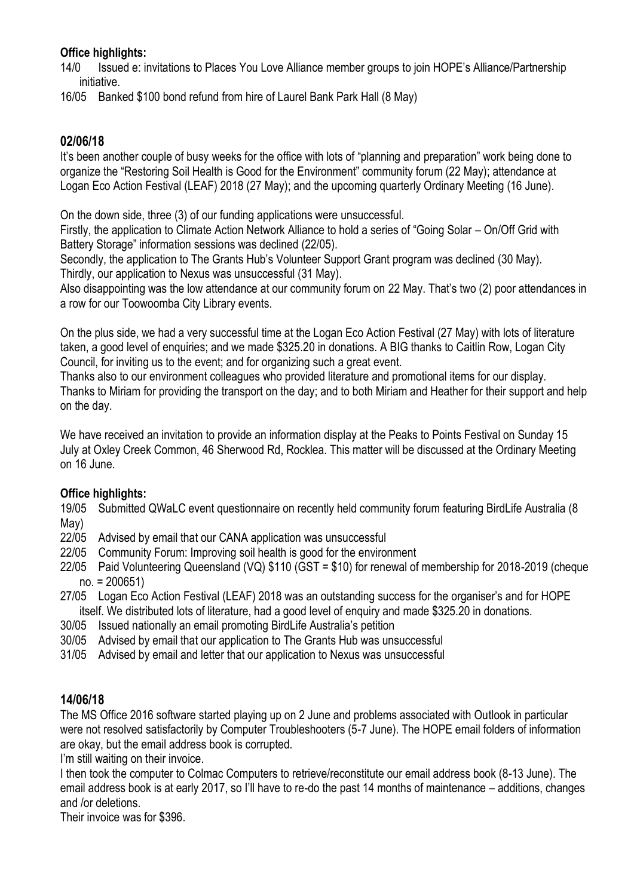**Office highlights:**

14/0 Issued e: invitations to Places You Love Alliance member groups to join HOPE's Alliance/Partnership initiative.

16/05 Banked $100 bond refund from hire of Laurel Bank Park Hall (8 May)

## 02/06/18

It's been another couple of busy weeks for the office with lots of "planning and preparation" work being done to organize the "Restoring Soil Health is Good for the Environment" community forum (22 May); attendance at Logan Eco Action Festival (LEAF) 2018 (27 May); and the upcoming quarterly Ordinary Meeting (16 June).

On the down side, three (3) of our funding applications were unsuccessful.
Firstly, the application to Climate Action Network Alliance to hold a series of "Going Solar – On/Off Grid with Battery Storage" information sessions was declined (22/05).
Secondly, the application to The Grants Hub's Volunteer Support Grant program was declined (30 May).
Thirdly, our application to Nexus was unsuccessful (31 May).
Also disappointing was the low attendance at our community forum on 22 May. That's two (2) poor attendances in a row for our Toowoomba City Library events.

On the plus side, we had a very successful time at the Logan Eco Action Festival (27 May) with lots of literature taken, a good level of enquiries; and we made $325.20 in donations. A BIG thanks to Caitlin Row, Logan City Council, for inviting us to the event; and for organizing such a great event.
Thanks also to our environment colleagues who provided literature and promotional items for our display.
Thanks to Miriam for providing the transport on the day; and to both Miriam and Heather for their support and help on the day.

We have received an invitation to provide an information display at the Peaks to Points Festival on Sunday 15 July at Oxley Creek Common, 46 Sherwood Rd, Rocklea. This matter will be discussed at the Ordinary Meeting on 16 June.

**Office highlights:**

19/05 Submitted QWaLC event questionnaire on recently held community forum featuring BirdLife Australia (8 May)

22/05 Advised by email that our CANA application was unsuccessful

22/05 Community Forum: Improving soil health is good for the environment

22/05 Paid Volunteering Queensland (VQ) $110 (GST = $10) for renewal of membership for 2018-2019 (cheque no. = 200651)

27/05 Logan Eco Action Festival (LEAF) 2018 was an outstanding success for the organiser's and for HOPE itself. We distributed lots of literature, had a good level of enquiry and made $325.20 in donations.

30/05 Issued nationally an email promoting BirdLife Australia's petition

30/05 Advised by email that our application to The Grants Hub was unsuccessful

31/05 Advised by email and letter that our application to Nexus was unsuccessful

## 14/06/18

The MS Office 2016 software started playing up on 2 June and problems associated with Outlook in particular were not resolved satisfactorily by Computer Troubleshooters (5-7 June). The HOPE email folders of information are okay, but the email address book is corrupted.
I'm still waiting on their invoice.
I then took the computer to Colmac Computers to retrieve/reconstitute our email address book (8-13 June). The email address book is at early 2017, so I'll have to re-do the past 14 months of maintenance – additions, changes and /or deletions.
Their invoice was for $396.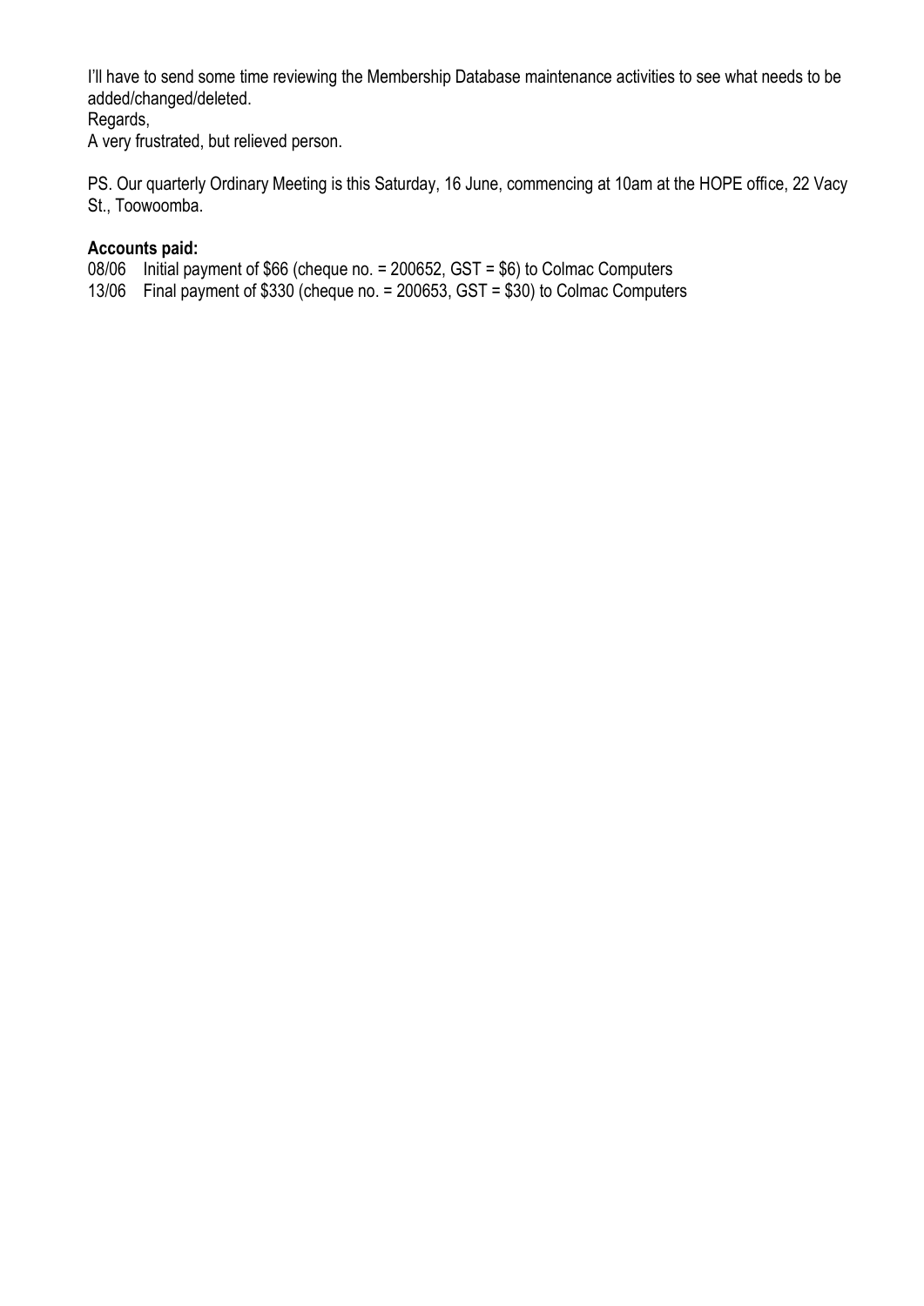I'll have to send some time reviewing the Membership Database maintenance activities to see what needs to be added/changed/deleted.

Regards,

A very frustrated, but relieved person.

PS. Our quarterly Ordinary Meeting is this Saturday, 16 June, commencing at 10am at the HOPE office, 22 Vacy St., Toowoomba.

**Accounts paid:**

08/06 Initial payment of $66 (cheque no. = 200652, GST = $6) to Colmac Computers

13/06 Final payment of $330 (cheque no. = 200653, GST = $30) to Colmac Computers